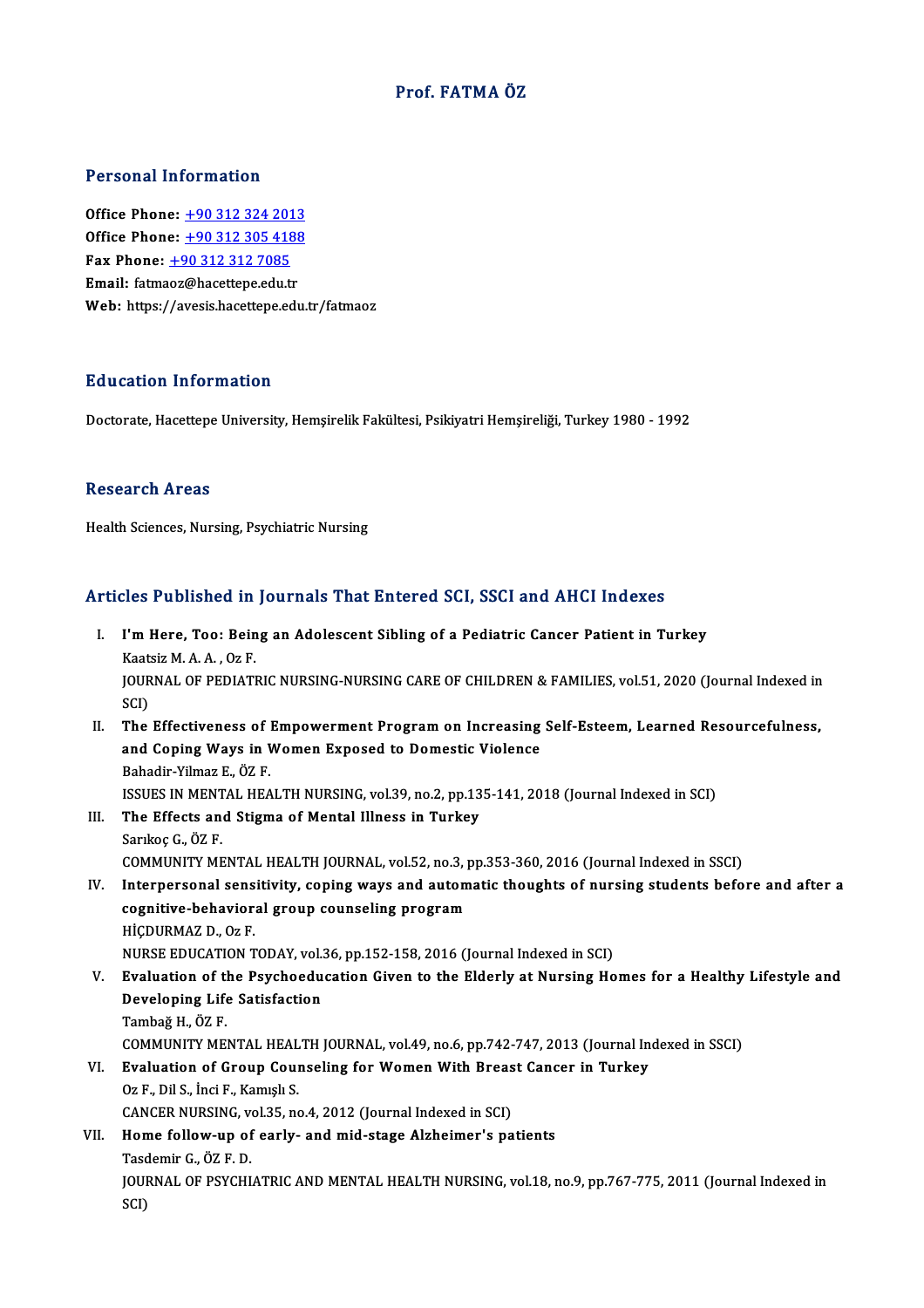# Prof. FATMA ÖZ

## Personal Information

**Office Phone:** +90 312 324 2013
**Office Phone:** +90 312 305 4188
**Fax Phone:** +90 312 312 7085
**Email:** fatmaoz@hacettepe.edu.tr
**Web:** https://avesis.hacettepe.edu.tr/fatmaoz

## Education Information

Doctorate, Hacettepe University, Hemşirelik Fakültesi, Psikiyatri Hemşireliği, Turkey 1980 - 1992

## Research Areas

Health Sciences, Nursing, Psychiatric Nursing

## Articles Published in Journals That Entered SCI, SSCI and AHCI Indexes

I. **I'm Here, Too: Being an Adolescent Sibling of a Pediatric Cancer Patient in Turkey**
Kaatsiz M. A. A. , Oz F.
JOURNAL OF PEDIATRIC NURSING-NURSING CARE OF CHILDREN & FAMILIES, vol.51, 2020 (Journal Indexed in SCI)

II. **The Effectiveness of Empowerment Program on Increasing Self-Esteem, Learned Resourcefulness, and Coping Ways in Women Exposed to Domestic Violence**
Bahadir-Yilmaz E., ÖZ F.
ISSUES IN MENTAL HEALTH NURSING, vol.39, no.2, pp.135-141, 2018 (Journal Indexed in SCI)

III. **The Effects and Stigma of Mental Illness in Turkey**
Sarıkoç G., ÖZ F.
COMMUNITY MENTAL HEALTH JOURNAL, vol.52, no.3, pp.353-360, 2016 (Journal Indexed in SSCI)

IV. **Interpersonal sensitivity, coping ways and automatic thoughts of nursing students before and after a cognitive-behavioral group counseling program**
HİÇDURMAZ D., Oz F.
NURSE EDUCATION TODAY, vol.36, pp.152-158, 2016 (Journal Indexed in SCI)

V. **Evaluation of the Psychoeducation Given to the Elderly at Nursing Homes for a Healthy Lifestyle and Developing Life Satisfaction**
Tambağ H., ÖZ F.
COMMUNITY MENTAL HEALTH JOURNAL, vol.49, no.6, pp.742-747, 2013 (Journal Indexed in SSCI)

VI. **Evaluation of Group Counseling for Women With Breast Cancer in Turkey**
Oz F., Dil S., İnci F., Kamışlı S.
CANCER NURSING, vol.35, no.4, 2012 (Journal Indexed in SCI)

VII. **Home follow-up of early- and mid-stage Alzheimer's patients**
Tasdemir G., ÖZ F. D.
JOURNAL OF PSYCHIATRIC AND MENTAL HEALTH NURSING, vol.18, no.9, pp.767-775, 2011 (Journal Indexed in SCI)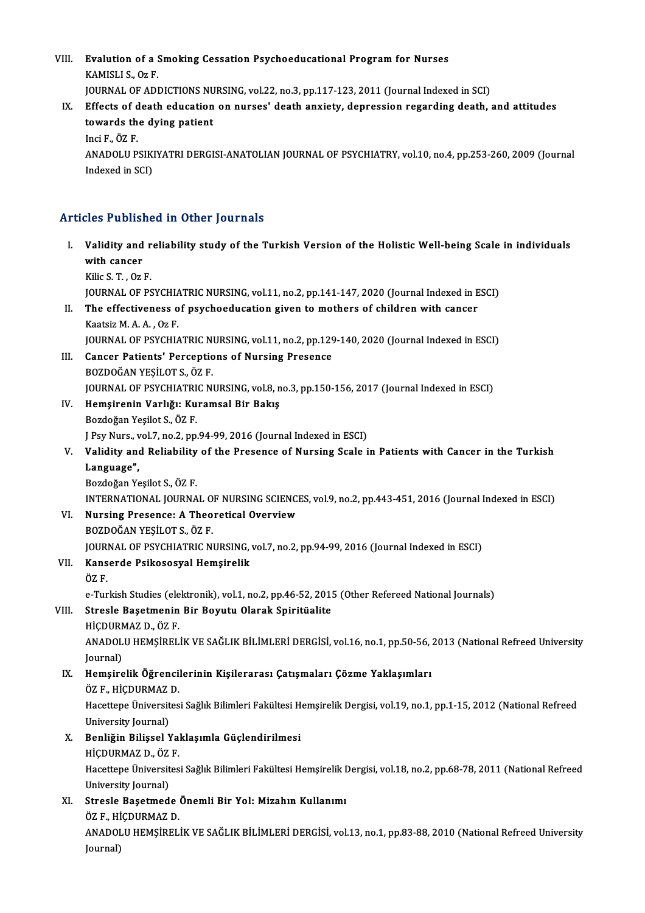VIII. **Evalution of a Smoking Cessation Psychoeducational Program for Nurses**
KAMISLI S., Oz F.
JOURNAL OF ADDICTIONS NURSING, vol.22, no.3, pp.117-123, 2011 (Journal Indexed in SCI)

IX. **Effects of death education on nurses' death anxiety, depression regarding death, and attitudes towards the dying patient**
Inci F., ÖZ F.
ANADOLU PSIKIYATRI DERGISI-ANATOLIAN JOURNAL OF PSYCHIATRY, vol.10, no.4, pp.253-260, 2009 (Journal Indexed in SCI)

## Articles Published in Other Journals

I. **Validity and reliability study of the Turkish Version of the Holistic Well-being Scale in individuals with cancer**
Kilic S. T. , Oz F.
JOURNAL OF PSYCHIATRIC NURSING, vol.11, no.2, pp.141-147, 2020 (Journal Indexed in ESCI)

II. **The effectiveness of psychoeducation given to mothers of children with cancer**
Kaatsiz M. A. A. , Oz F.
JOURNAL OF PSYCHIATRIC NURSING, vol.11, no.2, pp.129-140, 2020 (Journal Indexed in ESCI)

III. **Cancer Patients' Perceptions of Nursing Presence**
BOZDOĞAN YEŞİLOT S., ÖZ F.
JOURNAL OF PSYCHIATRIC NURSING, vol.8, no.3, pp.150-156, 2017 (Journal Indexed in ESCI)

IV. **Hemşirenin Varlığı: Kuramsal Bir Bakış**
Bozdoğan Yeşilot S., ÖZ F.
J Psy Nurs., vol.7, no.2, pp.94-99, 2016 (Journal Indexed in ESCI)

V. **Validity and Reliability of the Presence of Nursing Scale in Patients with Cancer in the Turkish Language",**
Bozdoğan Yeşilot S., ÖZ F.
INTERNATIONAL JOURNAL OF NURSING SCIENCES, vol.9, no.2, pp.443-451, 2016 (Journal Indexed in ESCI)

VI. **Nursing Presence: A Theoretical Overview**
BOZDOĞAN YEŞİLOT S., ÖZ F.
JOURNAL OF PSYCHIATRIC NURSING, vol.7, no.2, pp.94-99, 2016 (Journal Indexed in ESCI)

VII. **Kanserde Psikososyal Hemşirelik**
ÖZ F.
e-Turkish Studies (elektronik), vol.1, no.2, pp.46-52, 2015 (Other Refereed National Journals)

VIII. **Stresle Başetmenin Bir Boyutu Olarak Spiritüalite**
HİÇDURMAZ D., ÖZ F.
ANADOLU HEMŞİRELİK VE SAĞLIK BİLİMLERİ DERGİSİ, vol.16, no.1, pp.50-56, 2013 (National Refreed University Journal)

IX. **Hemşirelik Öğrencilerinin Kişilerarası Çatışmaları Çözme Yaklaşımları**
ÖZ F., HİÇDURMAZ D.
Hacettepe Üniversitesi Sağlık Bilimleri Fakültesi Hemşirelik Dergisi, vol.19, no.1, pp.1-15, 2012 (National Refreed University Journal)

X. **Benliğin Bilişsel Yaklaşımla Güçlendirilmesi**
HİÇDURMAZ D., ÖZ F.
Hacettepe Üniversitesi Sağlık Bilimleri Fakültesi Hemşirelik Dergisi, vol.18, no.2, pp.68-78, 2011 (National Refreed University Journal)

XI. **Stresle Başetmede Önemli Bir Yol: Mizahın Kullanımı**
ÖZ F., HİÇDURMAZ D.
ANADOLU HEMŞİRELİK VE SAĞLIK BİLİMLERİ DERGİSİ, vol.13, no.1, pp.83-88, 2010 (National Refreed University Journal)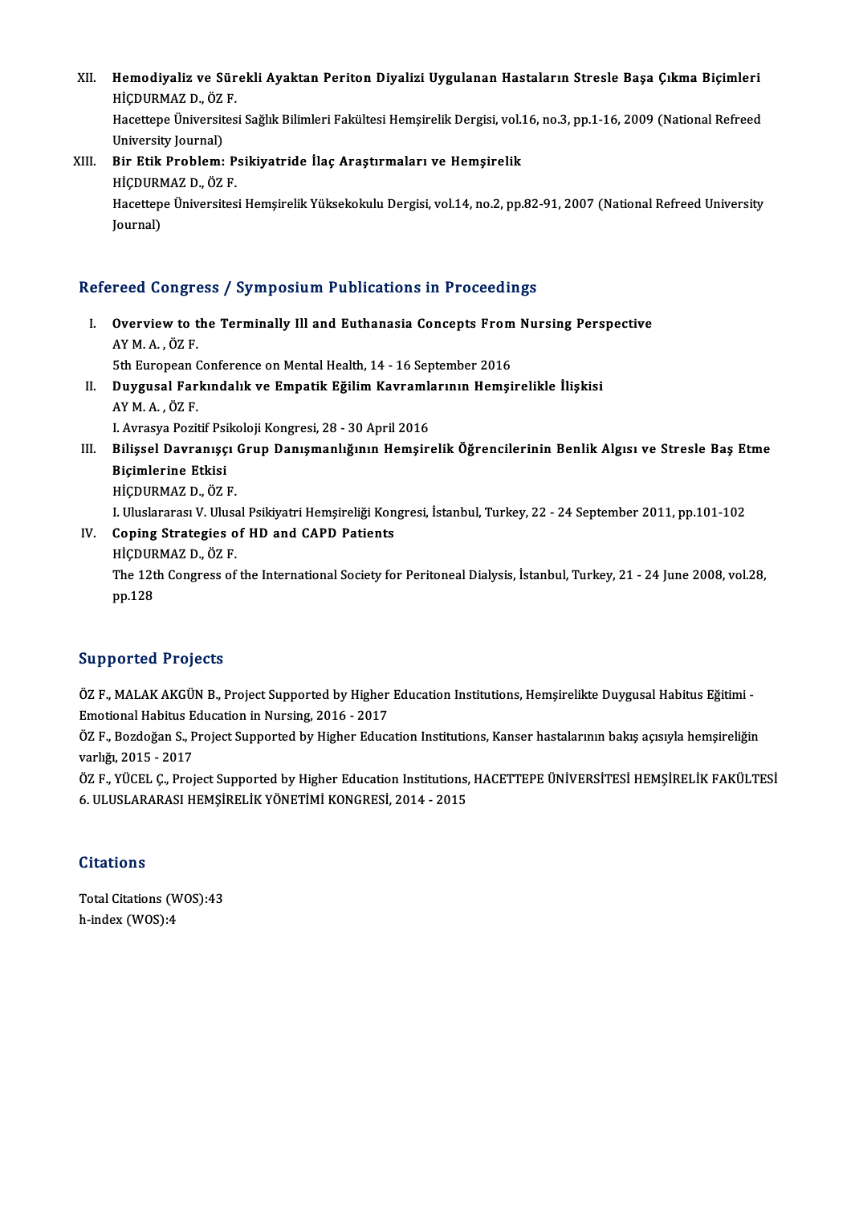XII. **Hemodiyaliz ve Sürekli Ayaktan Periton Diyalizi Uygulanan Hastaların Stresle Başa Çıkma Biçimleri**
HİÇDURMAZ D., ÖZ F.
Hacettepe Üniversitesi Sağlık Bilimleri Fakültesi Hemşirelik Dergisi, vol.16, no.3, pp.1-16, 2009 (National Refreed University Journal)

XIII. **Bir Etik Problem: Psikiyatride İlaç Araştırmaları ve Hemşirelik**
HİÇDURMAZ D., ÖZ F.
Hacettepe Üniversitesi Hemşirelik Yüksekokulu Dergisi, vol.14, no.2, pp.82-91, 2007 (National Refreed University Journal)

## Refereed Congress / Symposium Publications in Proceedings

I. **Overview to the Terminally Ill and Euthanasia Concepts From Nursing Perspective**
AY M. A. , ÖZ F.
5th European Conference on Mental Health, 14 - 16 September 2016

II. **Duygusal Farkındalık ve Empatik Eğilim Kavramlarının Hemşirelikle İlişkisi**
AY M. A. , ÖZ F.
I. Avrasya Pozitif Psikoloji Kongresi, 28 - 30 April 2016

III. **Bilişsel Davranışçı Grup Danışmanlığının Hemşirelik Öğrencilerinin Benlik Algısı ve Stresle Baş Etme Biçimlerine Etkisi**
HİÇDURMAZ D., ÖZ F.
I. Uluslararası V. Ulusal Psikiyatri Hemşireliği Kongresi, İstanbul, Turkey, 22 - 24 September 2011, pp.101-102

IV. **Coping Strategies of HD and CAPD Patients**
HİÇDURMAZ D., ÖZ F.
The 12th Congress of the International Society for Peritoneal Dialysis, İstanbul, Turkey, 21 - 24 June 2008, vol.28, pp.128

## Supported Projects

ÖZ F., MALAK AKGÜN B., Project Supported by Higher Education Institutions, Hemşirelikte Duygusal Habitus Eğitimi - Emotional Habitus Education in Nursing, 2016 - 2017

ÖZ F., Bozdoğan S., Project Supported by Higher Education Institutions, Kanser hastalarının bakış açısıyla hemşireliğin varlığı, 2015 - 2017

ÖZ F., YÜCEL Ç., Project Supported by Higher Education Institutions, HACETTEPE ÜNİVERSİTESİ HEMŞİRELİK FAKÜLTESİ 6. ULUSLARARASI HEMŞİRELİK YÖNETİMİ KONGRESİ, 2014 - 2015

## Citations

Total Citations (WOS):43
h-index (WOS):4